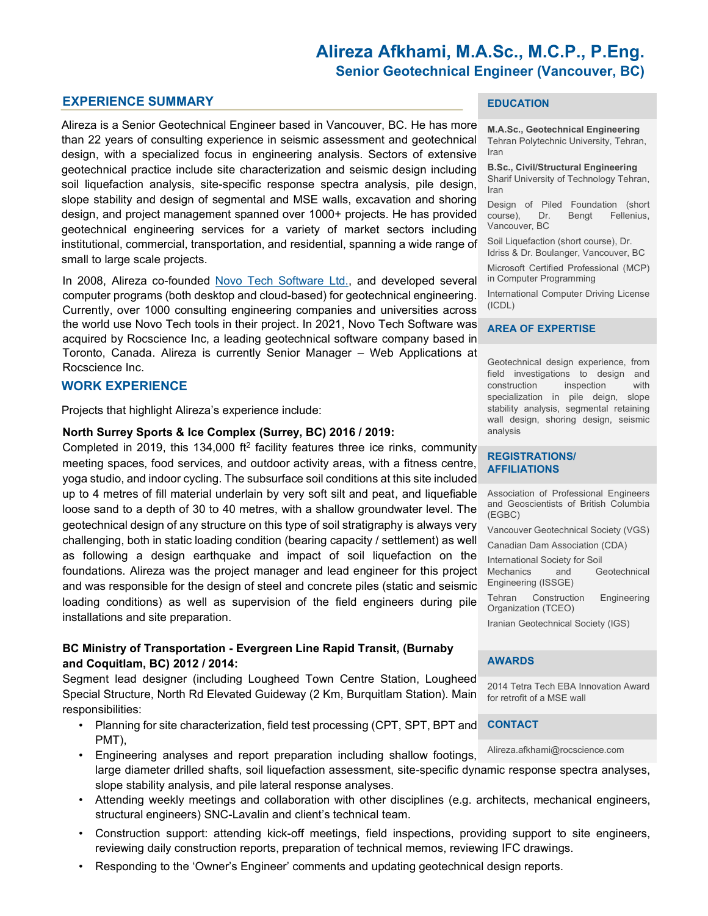# Alireza Afkhami, M.A.Sc., M.C.P., P.Eng.

## Senior Geotechnical Engineer (Vancouver, BC)

## EXPERIENCE SUMMARY

Alireza is a Senior Geotechnical Engineer based in Vancouver, BC. He has more than 22 years of consulting experience in seismic assessment and geotechnical design, with a specialized focus in engineering analysis. Sectors of extensive geotechnical practice include site characterization and seismic design including soil liquefaction analysis, site-specific response spectra analysis, pile design, slope stability and design of segmental and MSE walls, excavation and shoring design, and project management spanned over 1000+ projects. He has provided geotechnical engineering services for a variety of market sectors including institutional, commercial, transportation, and residential, spanning a wide range of small to large scale projects.

In 2008, Alireza co-founded Novo Tech Software Ltd., and developed several computer programs (both desktop and cloud-based) for geotechnical engineering. Currently, over 1000 consulting engineering companies and universities across the world use Novo Tech tools in their project. In 2021, Novo Tech Software was acquired by Rocscience Inc, a leading geotechnical software company based in Toronto, Canada. Alireza is currently Senior Manager – Web Applications at Rocscience Inc.

## WORK EXPERIENCE

Projects that highlight Alireza's experience include:

**North Surrey Sports & Ice Complex (Surrey, BC) 2016 / 2019:**

Completed in 2019, this 134,000 ft$^2$ facility features three ice rinks, community meeting spaces, food services, and outdoor activity areas, with a fitness centre, yoga studio, and indoor cycling. The subsurface soil conditions at this site included up to 4 metres of fill material underlain by very soft silt and peat, and liquefiable loose sand to a depth of 30 to 40 metres, with a shallow groundwater level. The geotechnical design of any structure on this type of soil stratigraphy is always very challenging, both in static loading condition (bearing capacity / settlement) as well as following a design earthquake and impact of soil liquefaction on the foundations. Alireza was the project manager and lead engineer for this project and was responsible for the design of steel and concrete piles (static and seismic loading conditions) as well as supervision of the field engineers during pile installations and site preparation.

**BC Ministry of Transportation - Evergreen Line Rapid Transit, (Burnaby and Coquitlam, BC) 2012 / 2014:**

Segment lead designer (including Lougheed Town Centre Station, Lougheed Special Structure, North Rd Elevated Guideway (2 Km, Burquitlam Station). Main responsibilities:

- Planning for site characterization, field test processing (CPT, SPT, BPT and PMT),
- Engineering analyses and report preparation including shallow footings, large diameter drilled shafts, soil liquefaction assessment, site-specific dynamic response spectra analyses, slope stability analysis, and pile lateral response analyses.
- Attending weekly meetings and collaboration with other disciplines (e.g. architects, mechanical engineers, structural engineers) SNC-Lavalin and client's technical team.
- Construction support: attending kick-off meetings, field inspections, providing support to site engineers, reviewing daily construction reports, preparation of technical memos, reviewing IFC drawings.
- Responding to the 'Owner's Engineer' comments and updating geotechnical design reports.

## EDUCATION

**M.A.Sc., Geotechnical Engineering**
Tehran Polytechnic University, Tehran, Iran

**B.Sc., Civil/Structural Engineering**
Sharif University of Technology Tehran, Iran

Design of Piled Foundation (short course), Dr. Bengt Fellenius, Vancouver, BC

Soil Liquefaction (short course), Dr. Idriss & Dr. Boulanger, Vancouver, BC

Microsoft Certified Professional (MCP) in Computer Programming

International Computer Driving License (ICDL)

## AREA OF EXPERTISE

Geotechnical design experience, from field investigations to design and construction inspection with specialization in pile deign, slope stability analysis, segmental retaining wall design, shoring design, seismic analysis

## REGISTRATIONS/ AFFILIATIONS

Association of Professional Engineers and Geoscientists of British Columbia (EGBC)

Vancouver Geotechnical Society (VGS)

Canadian Dam Association (CDA)

International Society for Soil Mechanics and Geotechnical Engineering (ISSGE)

Tehran Construction Engineering Organization (TCEO)

Iranian Geotechnical Society (IGS)

## AWARDS

2014 Tetra Tech EBA Innovation Award for retrofit of a MSE wall

## CONTACT

Alireza.afkhami@rocscience.com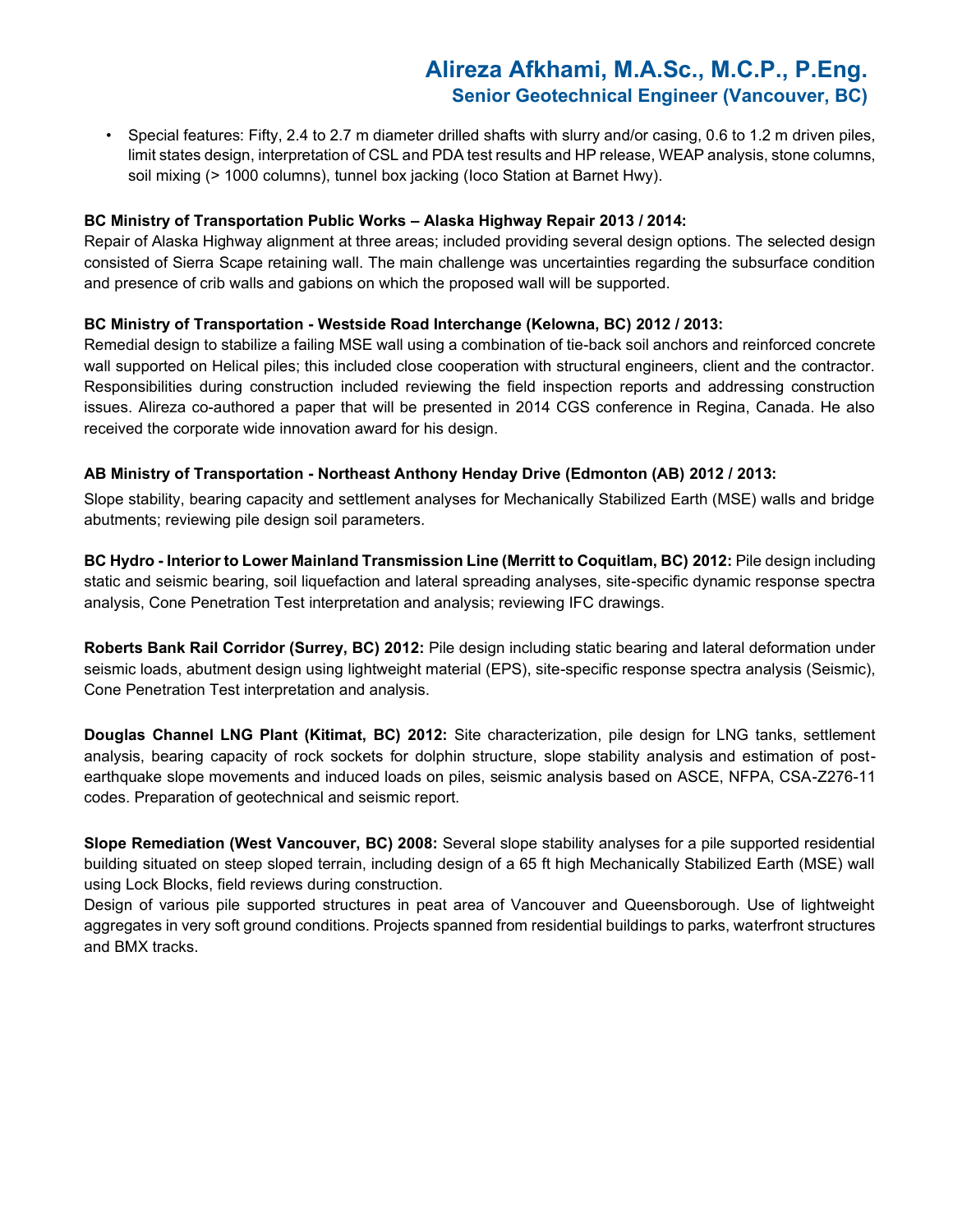- Special features: Fifty, 2.4 to 2.7 m diameter drilled shafts with slurry and/or casing, 0.6 to 1.2 m driven piles, limit states design, interpretation of CSL and PDA test results and HP release, WEAP analysis, stone columns, soil mixing (> 1000 columns), tunnel box jacking (Ioco Station at Barnet Hwy).

**BC Ministry of Transportation Public Works – Alaska Highway Repair 2013 / 2014:**
Repair of Alaska Highway alignment at three areas; included providing several design options. The selected design consisted of Sierra Scape retaining wall. The main challenge was uncertainties regarding the subsurface condition and presence of crib walls and gabions on which the proposed wall will be supported.

**BC Ministry of Transportation - Westside Road Interchange (Kelowna, BC) 2012 / 2013:**
Remedial design to stabilize a failing MSE wall using a combination of tie-back soil anchors and reinforced concrete wall supported on Helical piles; this included close cooperation with structural engineers, client and the contractor. Responsibilities during construction included reviewing the field inspection reports and addressing construction issues. Alireza co-authored a paper that will be presented in 2014 CGS conference in Regina, Canada. He also received the corporate wide innovation award for his design.

**AB Ministry of Transportation - Northeast Anthony Henday Drive (Edmonton (AB) 2012 / 2013:**
Slope stability, bearing capacity and settlement analyses for Mechanically Stabilized Earth (MSE) walls and bridge abutments; reviewing pile design soil parameters.

**BC Hydro - Interior to Lower Mainland Transmission Line (Merritt to Coquitlam, BC) 2012:** Pile design including static and seismic bearing, soil liquefaction and lateral spreading analyses, site-specific dynamic response spectra analysis, Cone Penetration Test interpretation and analysis; reviewing IFC drawings.

**Roberts Bank Rail Corridor (Surrey, BC) 2012:** Pile design including static bearing and lateral deformation under seismic loads, abutment design using lightweight material (EPS), site-specific response spectra analysis (Seismic), Cone Penetration Test interpretation and analysis.

**Douglas Channel LNG Plant (Kitimat, BC) 2012:** Site characterization, pile design for LNG tanks, settlement analysis, bearing capacity of rock sockets for dolphin structure, slope stability analysis and estimation of post-earthquake slope movements and induced loads on piles, seismic analysis based on ASCE, NFPA, CSA-Z276-11 codes. Preparation of geotechnical and seismic report.

**Slope Remediation (West Vancouver, BC) 2008:** Several slope stability analyses for a pile supported residential building situated on steep sloped terrain, including design of a 65 ft high Mechanically Stabilized Earth (MSE) wall using Lock Blocks, field reviews during construction.
Design of various pile supported structures in peat area of Vancouver and Queensborough. Use of lightweight aggregates in very soft ground conditions. Projects spanned from residential buildings to parks, waterfront structures and BMX tracks.